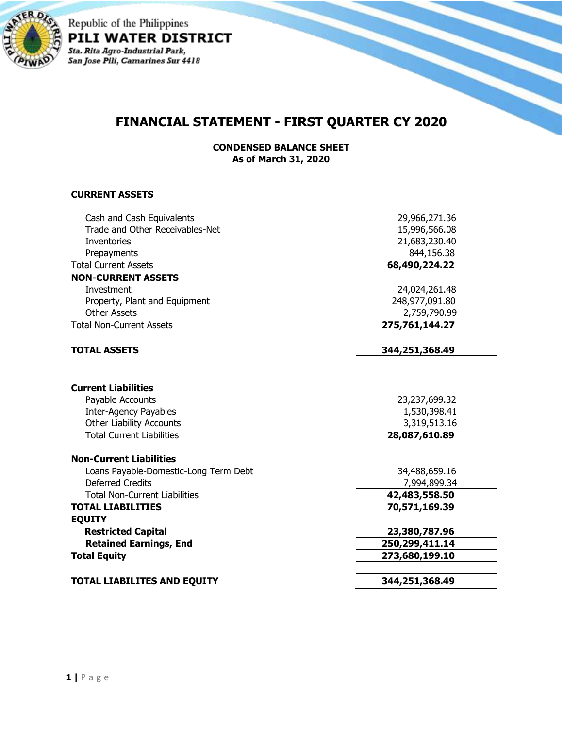Republic of the Philippines

**PILI WATER DISTRICT**

*Sta. Rita Agro-Industrial Park,*
*San Jose Pili, Camarines Sur 4418*

# FINANCIAL STATEMENT - FIRST QUARTER CY 2020

**CONDENSED BALANCE SHEET**
**As of March 31, 2020**

| | |
|---|---|
| **CURRENT ASSETS** | |
| Cash and Cash Equivalents | 29,966,271.36 |
| Trade and Other Receivables-Net | 15,996,566.08 |
| Inventories | 21,683,230.40 |
| Prepayments | 844,156.38 |
| Total Current Assets | **68,490,224.22** |
| **NON-CURRENT ASSETS** | |
| Investment | 24,024,261.48 |
| Property, Plant and Equipment | 248,977,091.80 |
| Other Assets | 2,759,790.99 |
| Total Non-Current Assets | **275,761,144.27** |
| **TOTAL ASSETS** | **344,251,368.49** |
| **Current Liabilities** | |
| Payable Accounts | 23,237,699.32 |
| Inter-Agency Payables | 1,530,398.41 |
| Other Liability Accounts | 3,319,513.16 |
| Total Current Liabilities | **28,087,610.89** |
| **Non-Current Liabilities** | |
| Loans Payable-Domestic-Long Term Debt | 34,488,659.16 |
| Deferred Credits | 7,994,899.34 |
| Total Non-Current Liabilities | **42,483,558.50** |
| **TOTAL LIABILITIES** | **70,571,169.39** |
| **EQUITY** | |
| **Restricted Capital** | **23,380,787.96** |
| **Retained Earnings, End** | **250,299,411.14** |
| **Total Equity** | **273,680,199.10** |
| **TOTAL LIABILITES AND EQUITY** | **344,251,368.49** |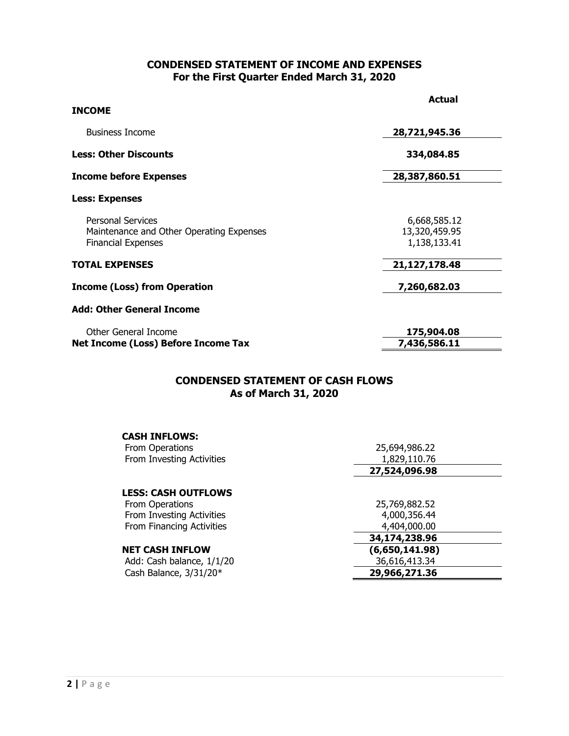## CONDENSED STATEMENT OF INCOME AND EXPENSES
## For the First Quarter Ended March 31, 2020

| | Actual |
|---|---|
| **INCOME** | |
| Business Income | **28,721,945.36** |
| **Less: Other Discounts** | **334,084.85** |
| **Income before Expenses** | **28,387,860.51** |
| **Less: Expenses** | |
| Personal Services | 6,668,585.12 |
| Maintenance and Other Operating Expenses | 13,320,459.95 |
| Financial Expenses | 1,138,133.41 |
| **TOTAL EXPENSES** | **21,127,178.48** |
| **Income (Loss) from Operation** | **7,260,682.03** |
| **Add: Other General Income** | |
| Other General Income | **175,904.08** |
| **Net Income (Loss) Before Income Tax** | **7,436,586.11** |

## CONDENSED STATEMENT OF CASH FLOWS
## As of March 31, 2020

| | |
|---|---|
| **CASH INFLOWS:** | |
| From Operations | 25,694,986.22 |
| From Investing Activities | 1,829,110.76 |
| | **27,524,096.98** |
| **LESS: CASH OUTFLOWS** | |
| From Operations | 25,769,882.52 |
| From Investing Activities | 4,000,356.44 |
| From Financing Activities | 4,404,000.00 |
| | **34,174,238.96** |
| **NET CASH INFLOW** | **(6,650,141.98)** |
| Add: Cash balance, 1/1/20 | 36,616,413.34 |
| Cash Balance, 3/31/20* | **29,966,271.36** |